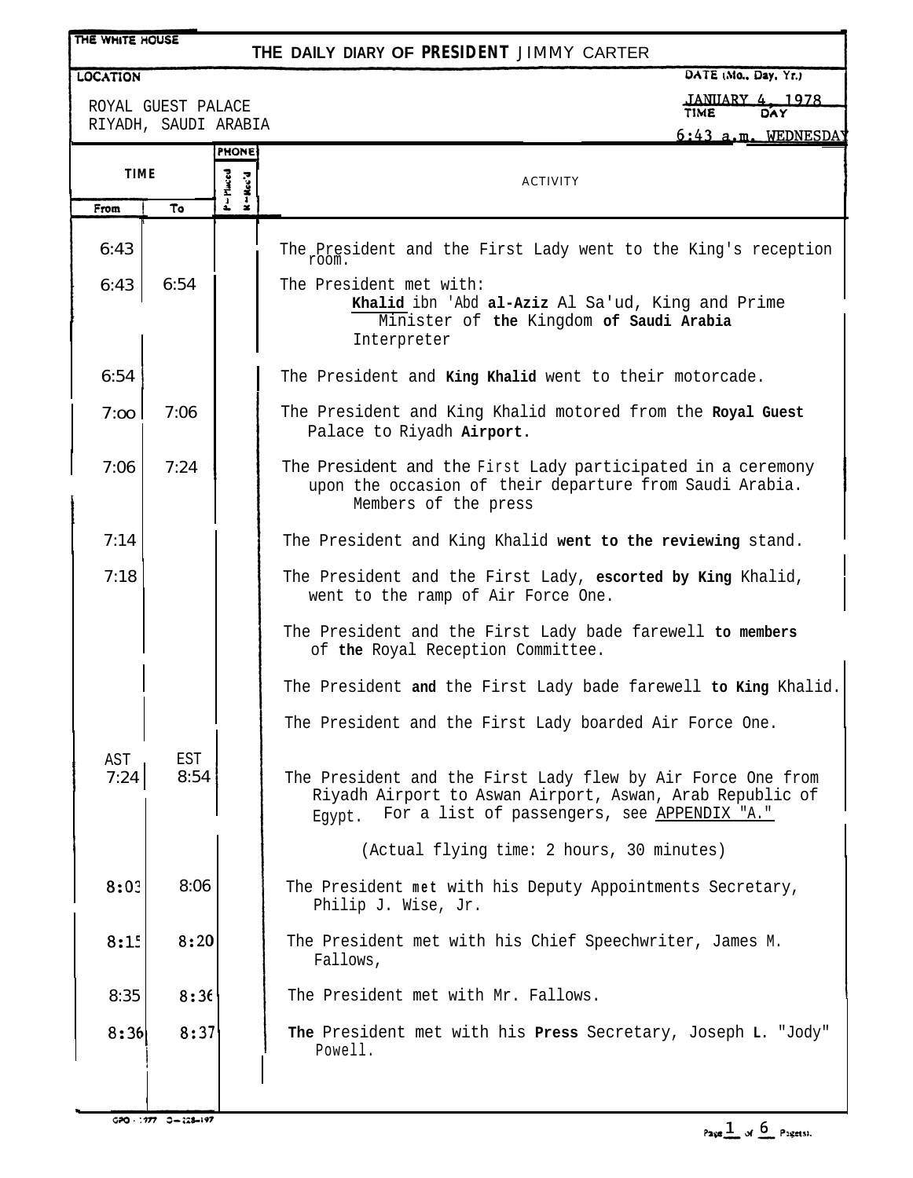THE WHITE HOUSE

# THE DAILY DIARY OF PRESIDENT JIMMY CARTER

**LOCATION**

ROYAL GUEST PALACE
RIYADH, SAUDI ARABIA

**DATE (Mo., Day, Yr.)** JANUARY 4, 1978

**TIME** 6:43 a.m. **DAY** WEDNESDAY

| TIME From | TIME To | PHONE P-Placed | PHONE R-Rec'd | ACTIVITY |
|---|---|---|---|---|
| 6:43 | | | | The President and the First Lady went to the King's reception room. |
| 6:43 | 6:54 | | | The President met with: Khalid ibn 'Abd al-Aziz Al Sa'ud, King and Prime Minister of the Kingdom of Saudi Arabia; Interpreter |
| 6:54 | | | | The President and King Khalid went to their motorcade. |
| 7:00 | 7:06 | | | The President and King Khalid motored from the Royal Guest Palace to Riyadh Airport. |
| 7:06 | 7:24 | | | The President and the First Lady participated in a ceremony upon the occasion of their departure from Saudi Arabia. Members of the press |
| 7:14 | | | | The President and King Khalid went to the reviewing stand. |
| 7:18 | | | | The President and the First Lady, escorted by King Khalid, went to the ramp of Air Force One. |
| | | | | The President and the First Lady bade farewell to members of the Royal Reception Committee. |
| | | | | The President and the First Lady bade farewell to King Khalid. |
| | | | | The President and the First Lady boarded Air Force One. |
| AST 7:24 | EST 8:54 | | | The President and the First Lady flew by Air Force One from Riyadh Airport to Aswan Airport, Aswan, Arab Republic of Egypt. For a list of passengers, see APPENDIX "A." (Actual flying time: 2 hours, 30 minutes) |
| 8:03 | 8:06 | | | The President met with his Deputy Appointments Secretary, Philip J. Wise, Jr. |
| 8:15 | 8:20 | | | The President met with his Chief Speechwriter, James M. Fallows, |
| 8:35 | 8:36 | | | The President met with Mr. Fallows. |
| 8:36 | 8:37 | | | The President met with his Press Secretary, Joseph L. "Jody" Powell. |

GPO : 1977 O-228-197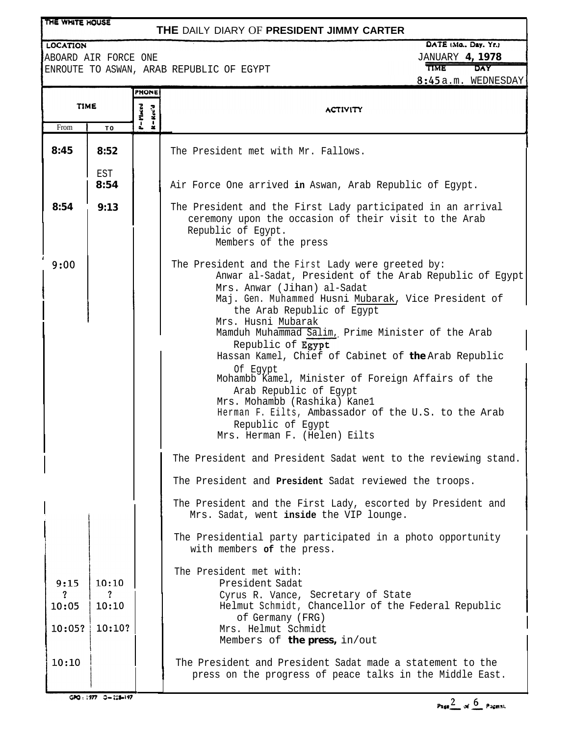THE WHITE HOUSE

# THE DAILY DIARY OF PRESIDENT JIMMY CARTER

**LOCATION**
ABOARD AIR FORCE ONE
ENROUTE TO ASWAN, ARAB REPUBLIC OF EGYPT

**DATE (Mo., Day, Yr.)** JANUARY 4, 1978
**TIME** 8:45 a.m. **DAY** WEDNESDAY

| TIME From | TIME To | PHONE P-Placed | PHONE R-Rec'd | ACTIVITY |
|---|---|---|---|---|
| 8:45 | 8:52 | | | The President met with Mr. Fallows. |
| | EST 8:54 | | | Air Force One arrived in Aswan, Arab Republic of Egypt. |
| 8:54 | 9:13 | | | The President and the First Lady participated in an arrival ceremony upon the occasion of their visit to the Arab Republic of Egypt. |
| | | | | Members of the press |
| 9:00 | | | | The President and the First Lady were greeted by: |
| | | | | Anwar al-Sadat, President of the Arab Republic of Egypt |
| | | | | Mrs. Anwar (Jihan) al-Sadat |
| | | | | Maj. Gen. Muhammed Husni Mubarak, Vice President of the Arab Republic of Egypt |
| | | | | Mrs. Husni Mubarak |
| | | | | Mamduh Muhammad Salim, Prime Minister of the Arab Republic of Egypt |
| | | | | Hassan Kamel, Chief of Cabinet of the Arab Republic Of Egypt |
| | | | | Mohambb Kamel, Minister of Foreign Affairs of the Arab Republic of Egypt |
| | | | | Mrs. Mohambb (Rashika) Kane1 |
| | | | | Herman F. Eilts, Ambassador of the U.S. to the Arab Republic of Egypt |
| | | | | Mrs. Herman F. (Helen) Eilts |
| | | | | The President and President Sadat went to the reviewing stand. |
| | | | | The President and President Sadat reviewed the troops. |
| | | | | The President and the First Lady, escorted by President and Mrs. Sadat, went inside the VIP lounge. |
| | | | | The Presidential party participated in a photo opportunity with members of the press. |
| | | | | The President met with: |
| 9:15 | 10:10 | | | President Sadat |
| ? | ? | | | Cyrus R. Vance, Secretary of State |
| 10:05 | 10:10 | | | Helmut Schmidt, Chancellor of the Federal Republic of Germany (FRG) |
| 10:05? | 10:10? | | | Mrs. Helmut Schmidt |
| | | | | Members of the press, in/out |
| 10:10 | | | | The President and President Sadat made a statement to the press on the progress of peace talks in the Middle East. |

GPO : 1977 O-228-197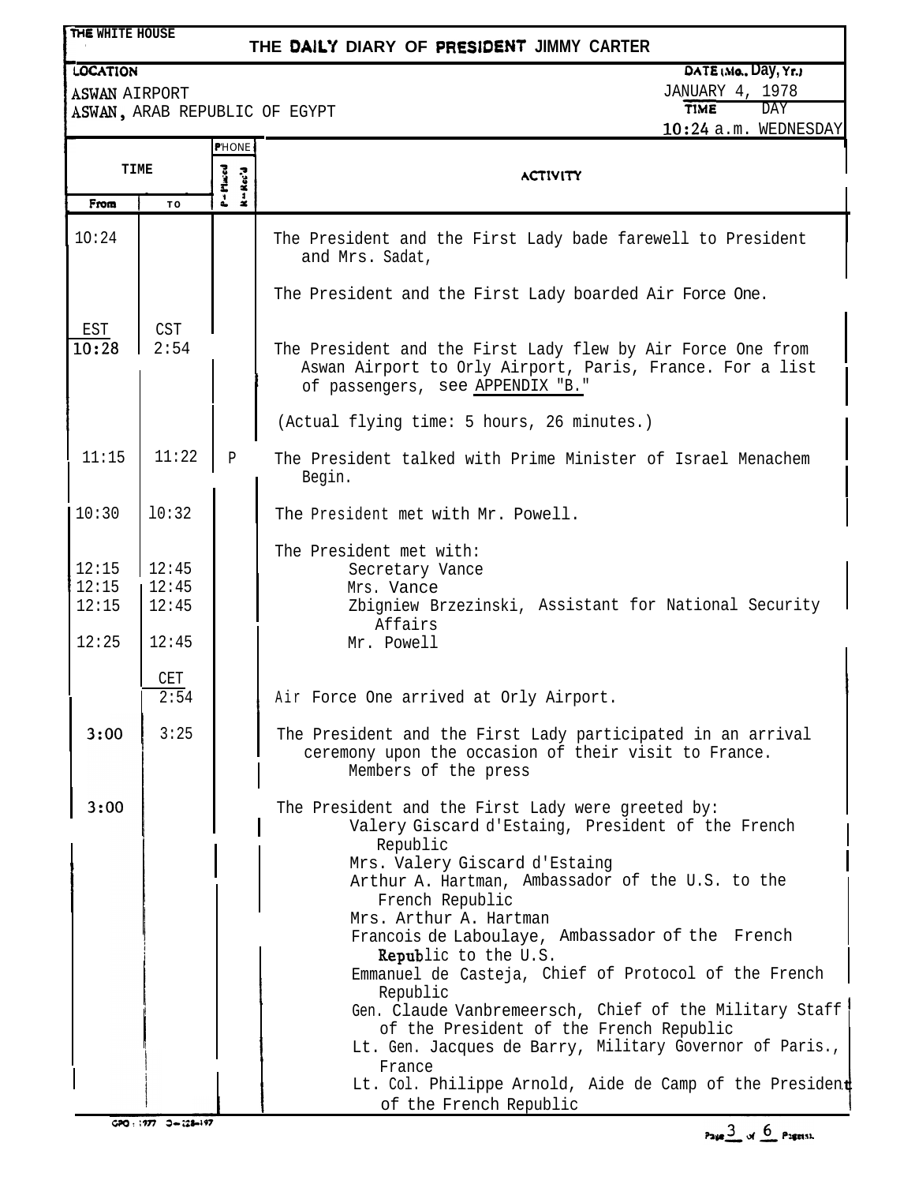THE WHITE HOUSE

# THE DAILY DIARY OF PRESIDENT JIMMY CARTER

**LOCATION**
ASWAN AIRPORT
ASWAN, ARAB REPUBLIC OF EGYPT

**DATE (Mo., Day, Yr.)** JANUARY 4, 1978
**TIME** 10:24 a.m. **DAY** WEDNESDAY

| TIME From | TIME To | PHONE P=Placed R=Rec'd | ACTIVITY |
|---|---|---|---|
| 10:24 | | | The President and the First Lady bade farewell to President and Mrs. Sadat, |
| | | | The President and the First Lady boarded Air Force One. |
| EST 10:28 | CST 2:54 | | The President and the First Lady flew by Air Force One from Aswan Airport to Orly Airport, Paris, France. For a list of passengers, see APPENDIX "B." |
| | | | (Actual flying time: 5 hours, 26 minutes.) |
| 11:15 | 11:22 | P | The President talked with Prime Minister of Israel Menachem Begin. |
| 10:30 | 10:32 | | The President met with Mr. Powell. |
| | | | The President met with: |
| 12:15 | 12:45 | | Secretary Vance |
| 12:15 | 12:45 | | Mrs. Vance |
| 12:15 | 12:45 | | Zbigniew Brzezinski, Assistant for National Security Affairs |
| 12:25 | 12:45 | | Mr. Powell |
| | CET 2:54 | | Air Force One arrived at Orly Airport. |
| 3:00 | 3:25 | | The President and the First Lady participated in an arrival ceremony upon the occasion of their visit to France. |
| | | | Members of the press |
| 3:00 | | | The President and the First Lady were greeted by: |
| | | | Valery Giscard d'Estaing, President of the French Republic |
| | | | Mrs. Valery Giscard d'Estaing |
| | | | Arthur A. Hartman, Ambassador of the U.S. to the French Republic |
| | | | Mrs. Arthur A. Hartman |
| | | | Francois de Laboulaye, Ambassador of the French Republic to the U.S. |
| | | | Emmanuel de Casteja, Chief of Protocol of the French Republic |
| | | | Gen. Claude Vanbremeersch, Chief of the Military Staff of the President of the French Republic |
| | | | Lt. Gen. Jacques de Barry, Military Governor of Paris., France |
| | | | Lt. Col. Philippe Arnold, Aide de Camp of the President of the French Republic |

GPO : 1977 O-228-197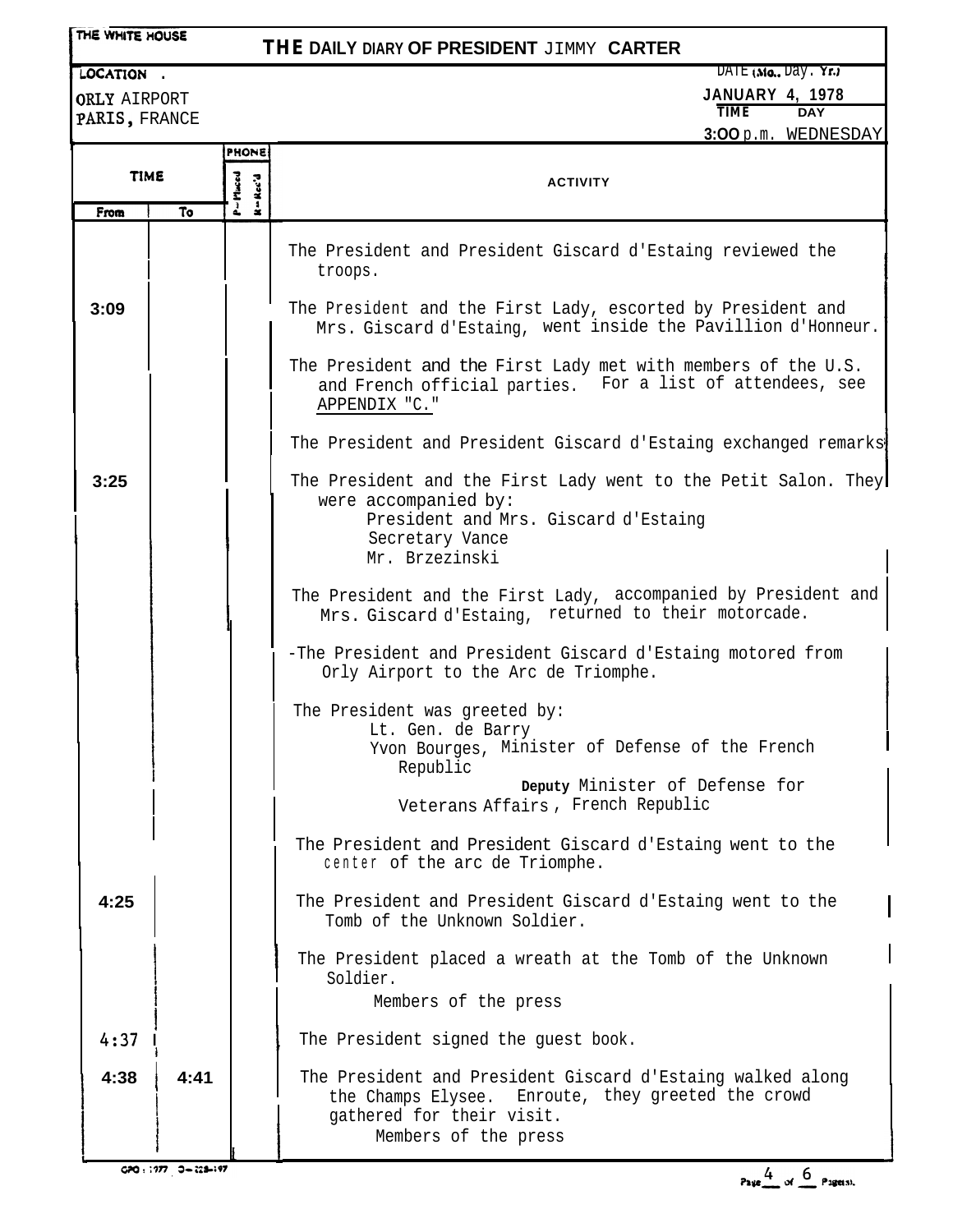THE WHITE HOUSE

# THE DAILY DIARY OF PRESIDENT JIMMY CARTER

**LOCATION**

ORLY AIRPORT
PARIS, FRANCE

**DATE (Mo., Day, Yr.)**
JANUARY 4, 1978

**TIME** 3:00 p.m. **DAY** WEDNESDAY

| TIME From | TIME To | PHONE P=Placed | PHONE R=Rec'd | ACTIVITY |
|---|---|---|---|---|
| | | | | The President and President Giscard d'Estaing reviewed the troops. |
| 3:09 | | | | The President and the First Lady, escorted by President and Mrs. Giscard d'Estaing, went inside the Pavillion d'Honneur. |
| | | | | The President and the First Lady met with members of the U.S. and French official parties. For a list of attendees, see APPENDIX "C." |
| | | | | The President and President Giscard d'Estaing exchanged remarks. |
| 3:25 | | | | The President and the First Lady went to the Petit Salon. They were accompanied by: President and Mrs. Giscard d'Estaing; Secretary Vance; Mr. Brzezinski |
| | | | | The President and the First Lady, accompanied by President and Mrs. Giscard d'Estaing, returned to their motorcade. |
| | | | | The President and President Giscard d'Estaing motored from Orly Airport to the Arc de Triomphe. |
| | | | | The President was greeted by: Lt. Gen. de Barry; Yvon Bourges, Minister of Defense of the French Republic; Deputy Minister of Defense for Veterans Affairs, French Republic |
| | | | | The President and President Giscard d'Estaing went to the center of the arc de Triomphe. |
| 4:25 | | | | The President and President Giscard d'Estaing went to the Tomb of the Unknown Soldier. |
| | | | | The President placed a wreath at the Tomb of the Unknown Soldier. Members of the press |
| 4:37 | | | | The President signed the guest book. |
| 4:38 | 4:41 | | | The President and President Giscard d'Estaing walked along the Champs Elysee. Enroute, they greeted the crowd gathered for their visit. Members of the press |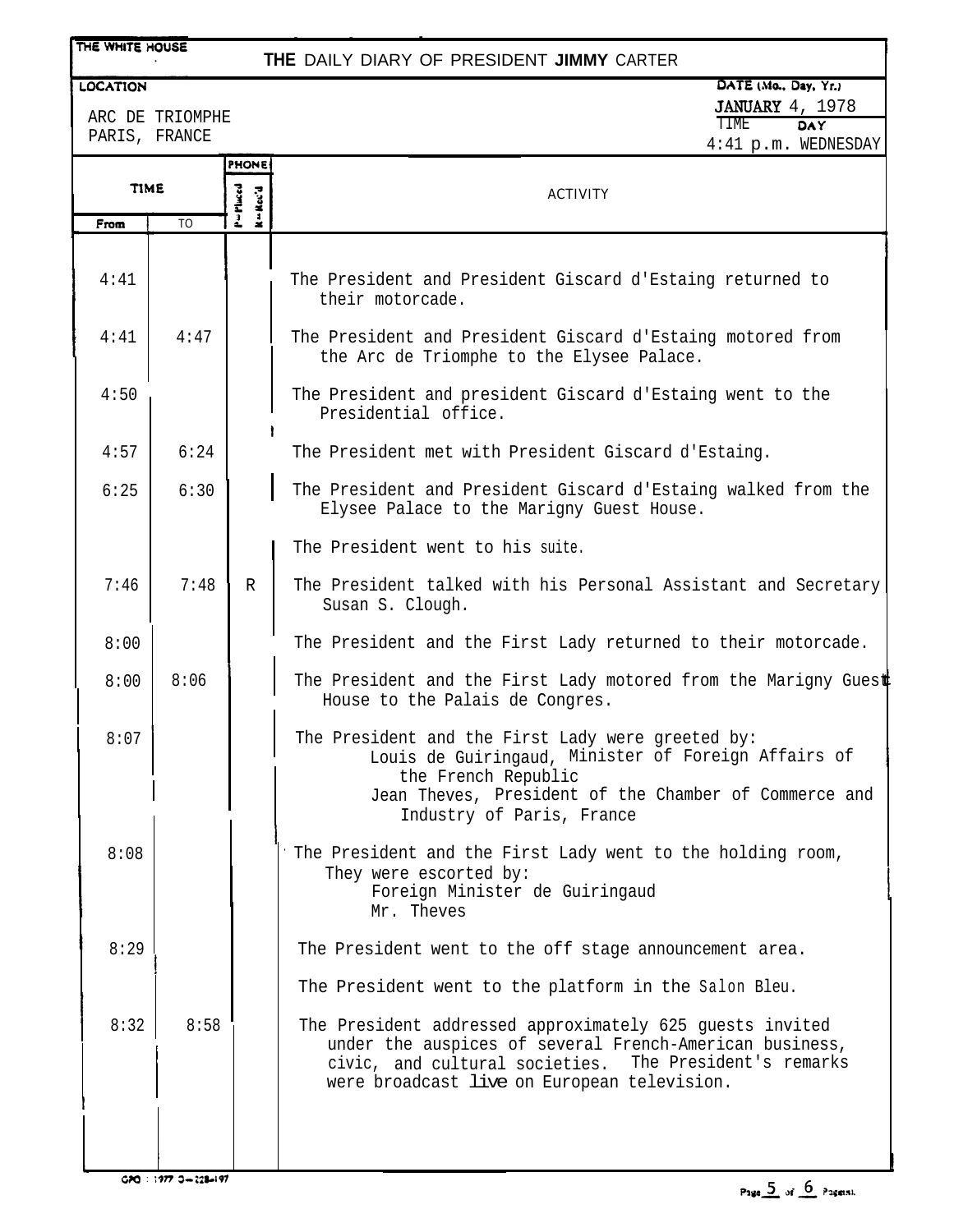THE WHITE HOUSE

# THE DAILY DIARY OF PRESIDENT JIMMY CARTER

**LOCATION**
ARC DE TRIOMPHE
PARIS, FRANCE

**DATE (Mo., Day, Yr.)** JANUARY 4, 1978
**TIME** 4:41 p.m. **DAY** WEDNESDAY

| TIME From | TIME To | PHONE P=Placed R=Rec'd | ACTIVITY |
|---|---|---|---|
| 4:41 | | | The President and President Giscard d'Estaing returned to their motorcade. |
| 4:41 | 4:47 | | The President and President Giscard d'Estaing motored from the Arc de Triomphe to the Elysee Palace. |
| 4:50 | | | The President and president Giscard d'Estaing went to the Presidential office. |
| 4:57 | 6:24 | | The President met with President Giscard d'Estaing. |
| 6:25 | 6:30 | | The President and President Giscard d'Estaing walked from the Elysee Palace to the Marigny Guest House. |
| | | | The President went to his suite. |
| 7:46 | 7:48 | R | The President talked with his Personal Assistant and Secretary Susan S. Clough. |
| 8:00 | | | The President and the First Lady returned to their motorcade. |
| 8:00 | 8:06 | | The President and the First Lady motored from the Marigny Guest House to the Palais de Congres. |
| 8:07 | | | The President and the First Lady were greeted by: Louis de Guiringaud, Minister of Foreign Affairs of the French Republic; Jean Theves, President of the Chamber of Commerce and Industry of Paris, France |
| 8:08 | | | The President and the First Lady went to the holding room, They were escorted by: Foreign Minister de Guiringaud; Mr. Theves |
| 8:29 | | | The President went to the off stage announcement area. |
| | | | The President went to the platform in the Salon Bleu. |
| 8:32 | 8:58 | | The President addressed approximately 625 guests invited under the auspices of several French-American business, civic, and cultural societies. The President's remarks were broadcast live on European television. |

GPO : 1977 O—228-197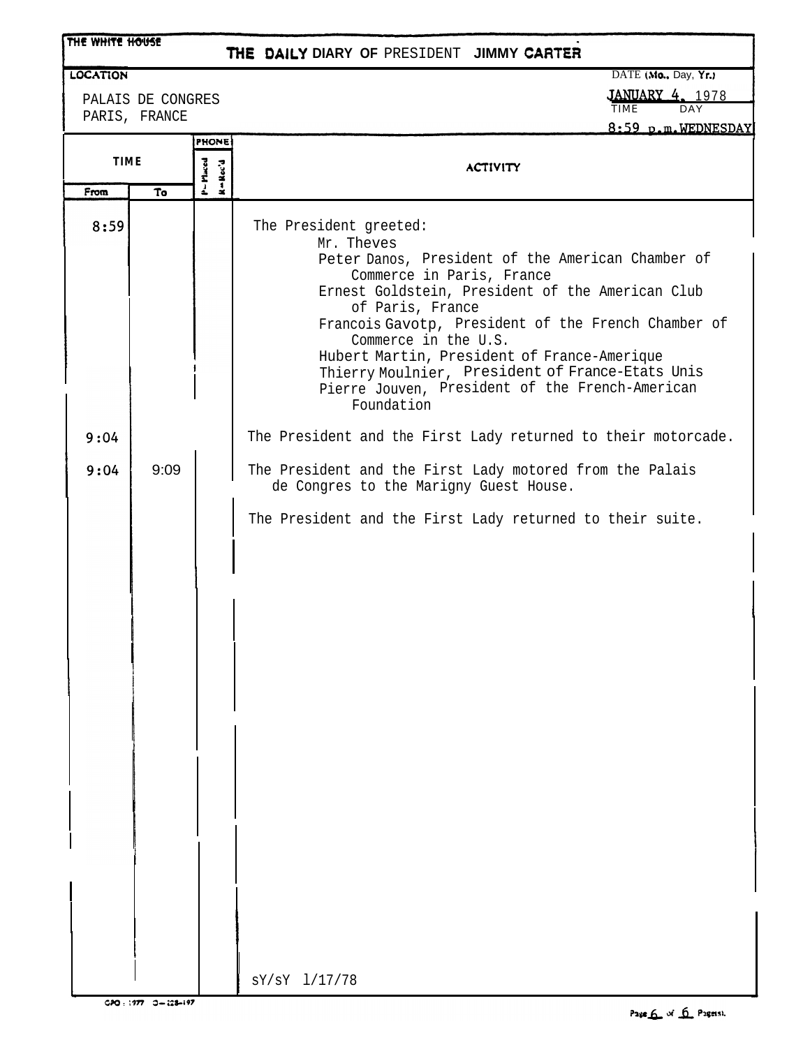THE WHITE HOUSE

# THE DAILY DIARY OF PRESIDENT JIMMY CARTER

| LOCATION | DATE (Mo., Day, Yr.) |
| --- | --- |
| PALAIS DE CONGRES<br>PARIS, FRANCE | JANUARY 4, 1978 |
| | TIME: 8:59 p.m. DAY: WEDNESDAY |

| TIME From | TIME To | PHONE P=Placed R=Rec'd | ACTIVITY |
| --- | --- | --- | --- |
| 8:59 | | | The President greeted:<br>Mr. Theves<br>Peter Danos, President of the American Chamber of Commerce in Paris, France<br>Ernest Goldstein, President of the American Club of Paris, France<br>Francois Gavotp, President of the French Chamber of Commerce in the U.S.<br>Hubert Martin, President of France-Amerique<br>Thierry Moulnier, President of France-Etats Unis<br>Pierre Jouven, President of the French-American Foundation |
| 9:04 | | | The President and the First Lady returned to their motorcade. |
| 9:04 | 9:09 | | The President and the First Lady motored from the Palais de Congres to the Marigny Guest House. |
| | | | The President and the First Lady returned to their suite. |

sY/sY 1/17/78

GPO : 1977 O—228-197